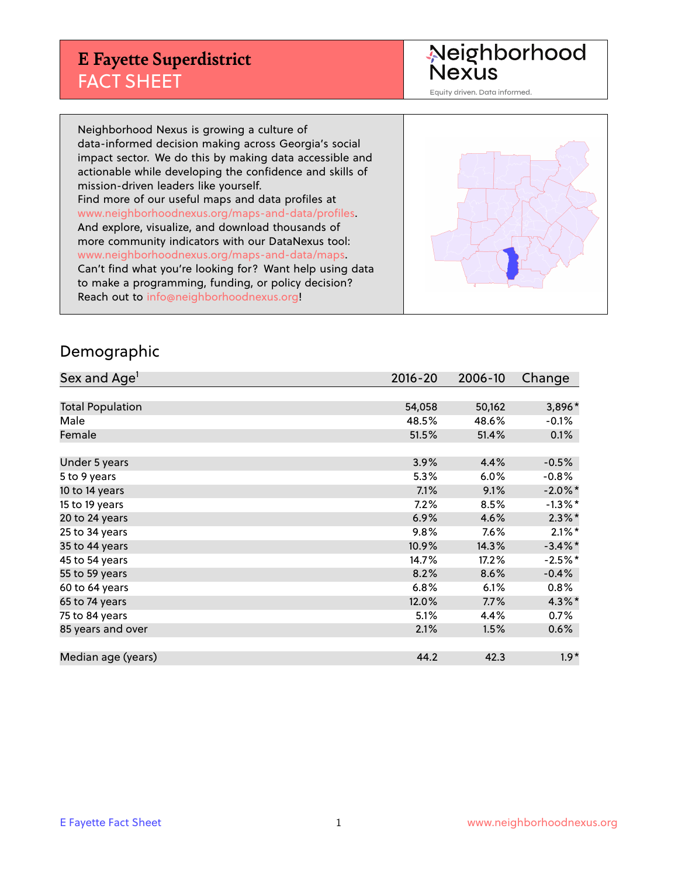# E Fayette Superdistrict
## FACT SHEET

Neighborhood Nexus
Equity driven. Data informed.

Neighborhood Nexus is growing a culture of data-informed decision making across Georgia's social impact sector. We do this by making data accessible and actionable while developing the confidence and skills of mission-driven leaders like yourself.
Find more of our useful maps and data profiles at www.neighborhoodnexus.org/maps-and-data/profiles.
And explore, visualize, and download thousands of more community indicators with our DataNexus tool: www.neighborhoodnexus.org/maps-and-data/maps.
Can't find what you're looking for? Want help using data to make a programming, funding, or policy decision?
Reach out to info@neighborhoodnexus.org!

## Demographic

| Sex and Age[1] | 2016-20 | 2006-10 | Change |
|---|---|---|---|
| Total Population | 54,058 | 50,162 | 3,896* |
| Male | 48.5% | 48.6% | -0.1% |
| Female | 51.5% | 51.4% | 0.1% |
| | | | |
| Under 5 years | 3.9% | 4.4% | -0.5% |
| 5 to 9 years | 5.3% | 6.0% | -0.8% |
| 10 to 14 years | 7.1% | 9.1% | -2.0%* |
| 15 to 19 years | 7.2% | 8.5% | -1.3%* |
| 20 to 24 years | 6.9% | 4.6% | 2.3%* |
| 25 to 34 years | 9.8% | 7.6% | 2.1%* |
| 35 to 44 years | 10.9% | 14.3% | -3.4%* |
| 45 to 54 years | 14.7% | 17.2% | -2.5%* |
| 55 to 59 years | 8.2% | 8.6% | -0.4% |
| 60 to 64 years | 6.8% | 6.1% | 0.8% |
| 65 to 74 years | 12.0% | 7.7% | 4.3%* |
| 75 to 84 years | 5.1% | 4.4% | 0.7% |
| 85 years and over | 2.1% | 1.5% | 0.6% |
| | | | |
| Median age (years) | 44.2 | 42.3 | 1.9* |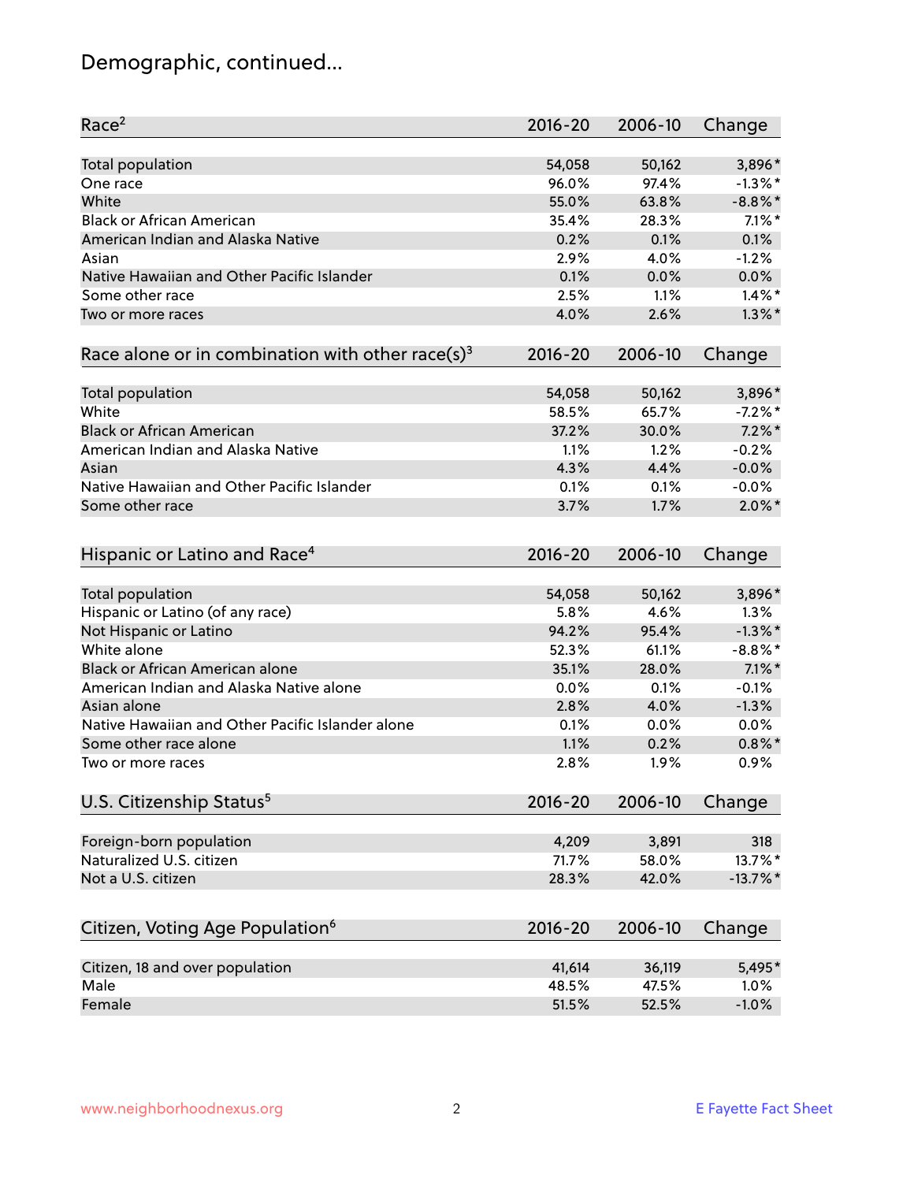# Demographic, continued...

| Race[2] | 2016-20 | 2006-10 | Change |
|---|---|---|---|
| Total population | 54,058 | 50,162 | 3,896* |
| One race | 96.0% | 97.4% | -1.3%* |
| White | 55.0% | 63.8% | -8.8%* |
| Black or African American | 35.4% | 28.3% | 7.1%* |
| American Indian and Alaska Native | 0.2% | 0.1% | 0.1% |
| Asian | 2.9% | 4.0% | -1.2% |
| Native Hawaiian and Other Pacific Islander | 0.1% | 0.0% | 0.0% |
| Some other race | 2.5% | 1.1% | 1.4%* |
| Two or more races | 4.0% | 2.6% | 1.3%* |

| Race alone or in combination with other race(s)[3] | 2016-20 | 2006-10 | Change |
|---|---|---|---|
| Total population | 54,058 | 50,162 | 3,896* |
| White | 58.5% | 65.7% | -7.2%* |
| Black or African American | 37.2% | 30.0% | 7.2%* |
| American Indian and Alaska Native | 1.1% | 1.2% | -0.2% |
| Asian | 4.3% | 4.4% | -0.0% |
| Native Hawaiian and Other Pacific Islander | 0.1% | 0.1% | -0.0% |
| Some other race | 3.7% | 1.7% | 2.0%* |

| Hispanic or Latino and Race[4] | 2016-20 | 2006-10 | Change |
|---|---|---|---|
| Total population | 54,058 | 50,162 | 3,896* |
| Hispanic or Latino (of any race) | 5.8% | 4.6% | 1.3% |
| Not Hispanic or Latino | 94.2% | 95.4% | -1.3%* |
| White alone | 52.3% | 61.1% | -8.8%* |
| Black or African American alone | 35.1% | 28.0% | 7.1%* |
| American Indian and Alaska Native alone | 0.0% | 0.1% | -0.1% |
| Asian alone | 2.8% | 4.0% | -1.3% |
| Native Hawaiian and Other Pacific Islander alone | 0.1% | 0.0% | 0.0% |
| Some other race alone | 1.1% | 0.2% | 0.8%* |
| Two or more races | 2.8% | 1.9% | 0.9% |

| U.S. Citizenship Status[5] | 2016-20 | 2006-10 | Change |
|---|---|---|---|
| Foreign-born population | 4,209 | 3,891 | 318 |
| Naturalized U.S. citizen | 71.7% | 58.0% | 13.7%* |
| Not a U.S. citizen | 28.3% | 42.0% | -13.7%* |

| Citizen, Voting Age Population[6] | 2016-20 | 2006-10 | Change |
|---|---|---|---|
| Citizen, 18 and over population | 41,614 | 36,119 | 5,495* |
| Male | 48.5% | 47.5% | 1.0% |
| Female | 51.5% | 52.5% | -1.0% |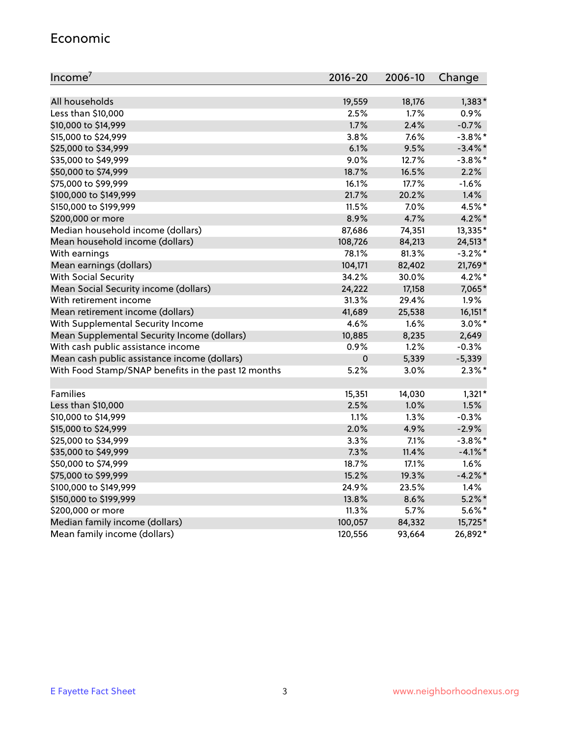## Economic

| Income[7] | 2016-20 | 2006-10 | Change |
|---|---|---|---|
| All households | 19,559 | 18,176 | 1,383* |
| Less than $10,000 | 2.5% | 1.7% | 0.9% |
| $10,000 to $14,999 | 1.7% | 2.4% | -0.7% |
| $15,000 to $24,999 | 3.8% | 7.6% | -3.8%* |
| $25,000 to $34,999 | 6.1% | 9.5% | -3.4%* |
| $35,000 to $49,999 | 9.0% | 12.7% | -3.8%* |
| $50,000 to $74,999 | 18.7% | 16.5% | 2.2% |
| $75,000 to $99,999 | 16.1% | 17.7% | -1.6% |
| $100,000 to $149,999 | 21.7% | 20.2% | 1.4% |
| $150,000 to $199,999 | 11.5% | 7.0% | 4.5%* |
| $200,000 or more | 8.9% | 4.7% | 4.2%* |
| Median household income (dollars) | 87,686 | 74,351 | 13,335* |
| Mean household income (dollars) | 108,726 | 84,213 | 24,513* |
| With earnings | 78.1% | 81.3% | -3.2%* |
| Mean earnings (dollars) | 104,171 | 82,402 | 21,769* |
| With Social Security | 34.2% | 30.0% | 4.2%* |
| Mean Social Security income (dollars) | 24,222 | 17,158 | 7,065* |
| With retirement income | 31.3% | 29.4% | 1.9% |
| Mean retirement income (dollars) | 41,689 | 25,538 | 16,151* |
| With Supplemental Security Income | 4.6% | 1.6% | 3.0%* |
| Mean Supplemental Security Income (dollars) | 10,885 | 8,235 | 2,649 |
| With cash public assistance income | 0.9% | 1.2% | -0.3% |
| Mean cash public assistance income (dollars) | 0 | 5,339 | -5,339 |
| With Food Stamp/SNAP benefits in the past 12 months | 5.2% | 3.0% | 2.3%* |
| | | | |
| Families | 15,351 | 14,030 | 1,321* |
| Less than $10,000 | 2.5% | 1.0% | 1.5% |
| $10,000 to $14,999 | 1.1% | 1.3% | -0.3% |
| $15,000 to $24,999 | 2.0% | 4.9% | -2.9% |
| $25,000 to $34,999 | 3.3% | 7.1% | -3.8%* |
| $35,000 to $49,999 | 7.3% | 11.4% | -4.1%* |
| $50,000 to $74,999 | 18.7% | 17.1% | 1.6% |
| $75,000 to $99,999 | 15.2% | 19.3% | -4.2%* |
| $100,000 to $149,999 | 24.9% | 23.5% | 1.4% |
| $150,000 to $199,999 | 13.8% | 8.6% | 5.2%* |
| $200,000 or more | 11.3% | 5.7% | 5.6%* |
| Median family income (dollars) | 100,057 | 84,332 | 15,725* |
| Mean family income (dollars) | 120,556 | 93,664 | 26,892* |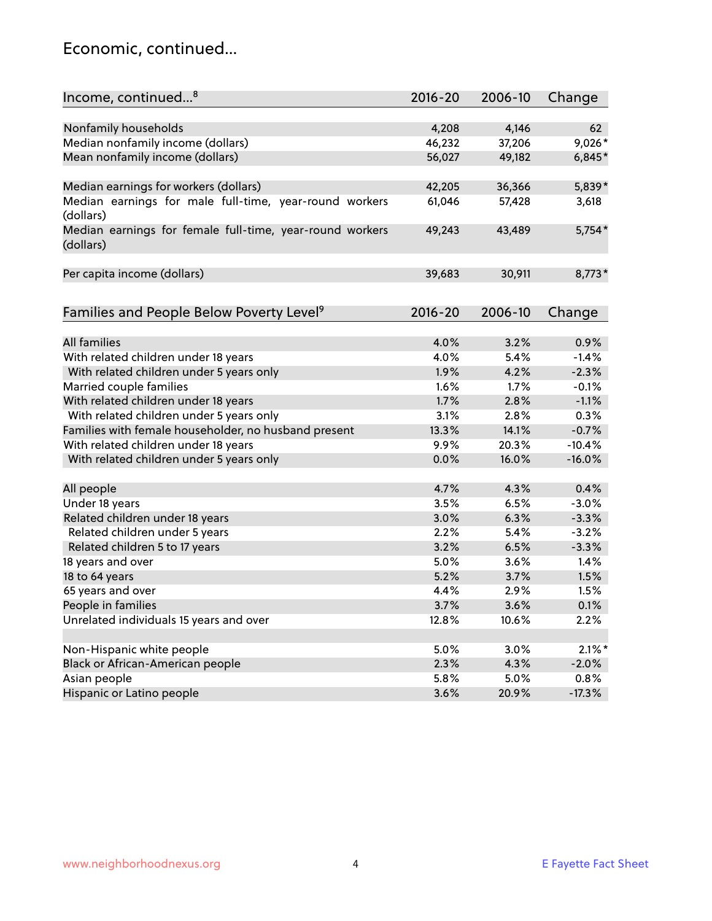# Economic, continued...

| Income, continued...[8] | 2016-20 | 2006-10 | Change |
|---|---|---|---|
| Nonfamily households | 4,208 | 4,146 | 62 |
| Median nonfamily income (dollars) | 46,232 | 37,206 | 9,026* |
| Mean nonfamily income (dollars) | 56,027 | 49,182 | 6,845* |
| Median earnings for workers (dollars) | 42,205 | 36,366 | 5,839* |
| Median earnings for male full-time, year-round workers (dollars) | 61,046 | 57,428 | 3,618 |
| Median earnings for female full-time, year-round workers (dollars) | 49,243 | 43,489 | 5,754* |
| Per capita income (dollars) | 39,683 | 30,911 | 8,773* |

| Families and People Below Poverty Level[9] | 2016-20 | 2006-10 | Change |
|---|---|---|---|
| All families | 4.0% | 3.2% | 0.9% |
| With related children under 18 years | 4.0% | 5.4% | -1.4% |
| With related children under 5 years only | 1.9% | 4.2% | -2.3% |
| Married couple families | 1.6% | 1.7% | -0.1% |
| With related children under 18 years | 1.7% | 2.8% | -1.1% |
| With related children under 5 years only | 3.1% | 2.8% | 0.3% |
| Families with female householder, no husband present | 13.3% | 14.1% | -0.7% |
| With related children under 18 years | 9.9% | 20.3% | -10.4% |
| With related children under 5 years only | 0.0% | 16.0% | -16.0% |
| All people | 4.7% | 4.3% | 0.4% |
| Under 18 years | 3.5% | 6.5% | -3.0% |
| Related children under 18 years | 3.0% | 6.3% | -3.3% |
| Related children under 5 years | 2.2% | 5.4% | -3.2% |
| Related children 5 to 17 years | 3.2% | 6.5% | -3.3% |
| 18 years and over | 5.0% | 3.6% | 1.4% |
| 18 to 64 years | 5.2% | 3.7% | 1.5% |
| 65 years and over | 4.4% | 2.9% | 1.5% |
| People in families | 3.7% | 3.6% | 0.1% |
| Unrelated individuals 15 years and over | 12.8% | 10.6% | 2.2% |
| Non-Hispanic white people | 5.0% | 3.0% | 2.1%* |
| Black or African-American people | 2.3% | 4.3% | -2.0% |
| Asian people | 5.8% | 5.0% | 0.8% |
| Hispanic or Latino people | 3.6% | 20.9% | -17.3% |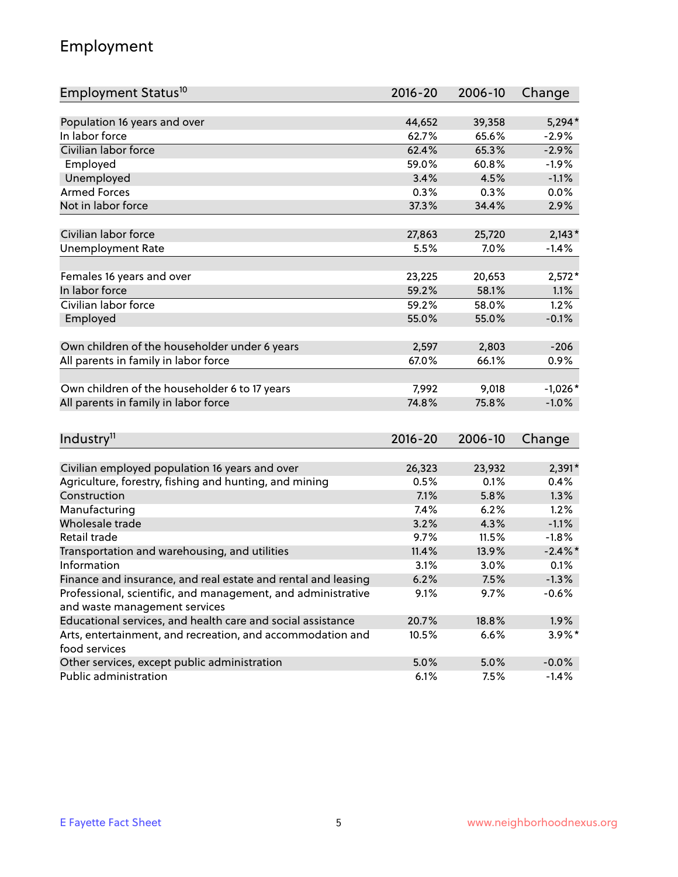## Employment

| Employment Status[10] | 2016-20 | 2006-10 | Change |
|---|---|---|---|
| Population 16 years and over | 44,652 | 39,358 | 5,294* |
| In labor force | 62.7% | 65.6% | -2.9% |
| Civilian labor force | 62.4% | 65.3% | -2.9% |
| Employed | 59.0% | 60.8% | -1.9% |
| Unemployed | 3.4% | 4.5% | -1.1% |
| Armed Forces | 0.3% | 0.3% | 0.0% |
| Not in labor force | 37.3% | 34.4% | 2.9% |
| | | | |
| Civilian labor force | 27,863 | 25,720 | 2,143* |
| Unemployment Rate | 5.5% | 7.0% | -1.4% |
| | | | |
| Females 16 years and over | 23,225 | 20,653 | 2,572* |
| In labor force | 59.2% | 58.1% | 1.1% |
| Civilian labor force | 59.2% | 58.0% | 1.2% |
| Employed | 55.0% | 55.0% | -0.1% |
| | | | |
| Own children of the householder under 6 years | 2,597 | 2,803 | -206 |
| All parents in family in labor force | 67.0% | 66.1% | 0.9% |
| | | | |
| Own children of the householder 6 to 17 years | 7,992 | 9,018 | -1,026* |
| All parents in family in labor force | 74.8% | 75.8% | -1.0% |

| Industry[11] | 2016-20 | 2006-10 | Change |
|---|---|---|---|
| Civilian employed population 16 years and over | 26,323 | 23,932 | 2,391* |
| Agriculture, forestry, fishing and hunting, and mining | 0.5% | 0.1% | 0.4% |
| Construction | 7.1% | 5.8% | 1.3% |
| Manufacturing | 7.4% | 6.2% | 1.2% |
| Wholesale trade | 3.2% | 4.3% | -1.1% |
| Retail trade | 9.7% | 11.5% | -1.8% |
| Transportation and warehousing, and utilities | 11.4% | 13.9% | -2.4%* |
| Information | 3.1% | 3.0% | 0.1% |
| Finance and insurance, and real estate and rental and leasing | 6.2% | 7.5% | -1.3% |
| Professional, scientific, and management, and administrative and waste management services | 9.1% | 9.7% | -0.6% |
| Educational services, and health care and social assistance | 20.7% | 18.8% | 1.9% |
| Arts, entertainment, and recreation, and accommodation and food services | 10.5% | 6.6% | 3.9%* |
| Other services, except public administration | 5.0% | 5.0% | -0.0% |
| Public administration | 6.1% | 7.5% | -1.4% |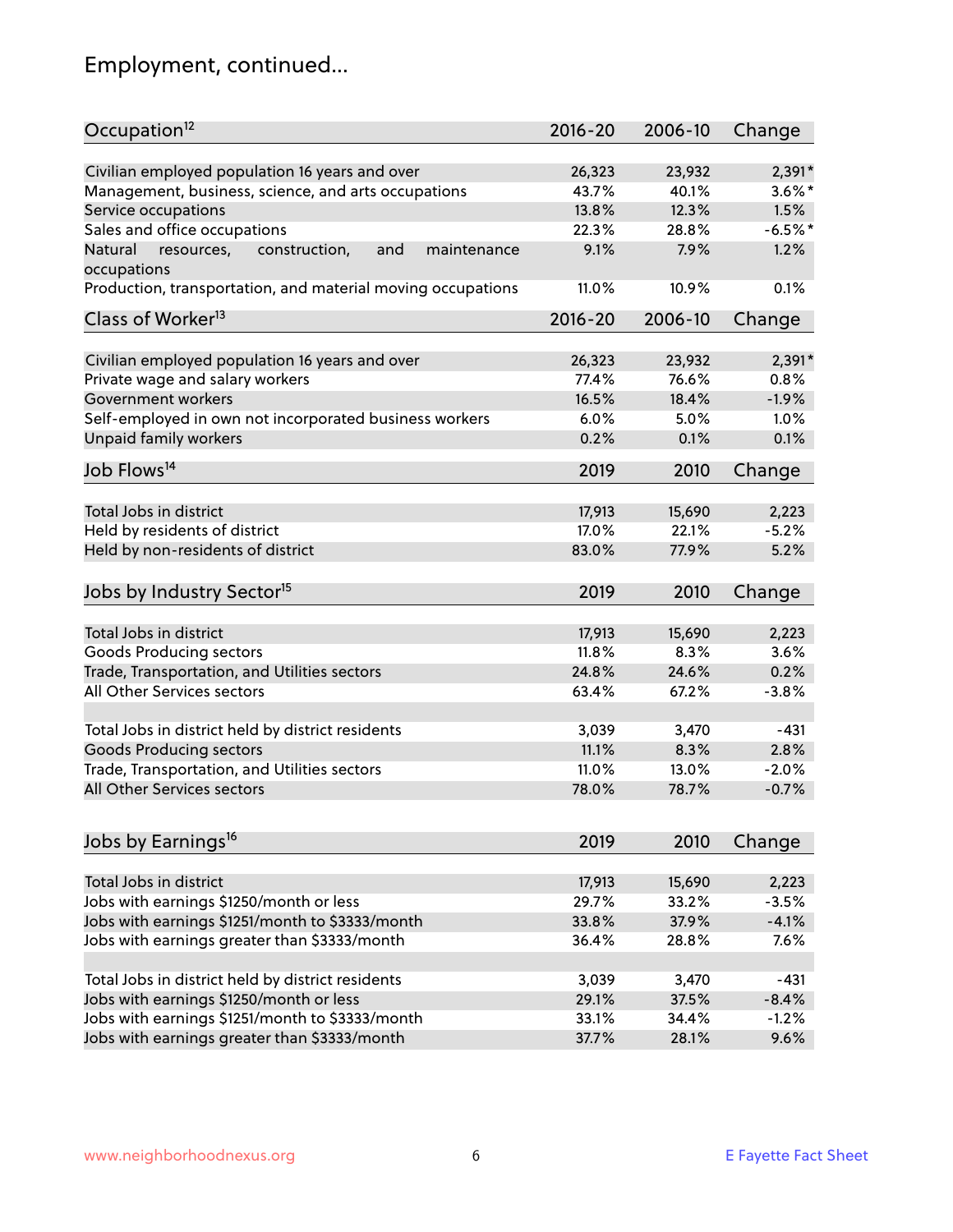## Employment, continued...

| Occupation[12] | 2016-20 | 2006-10 | Change |
|---|---|---|---|
| Civilian employed population 16 years and over | 26,323 | 23,932 | 2,391* |
| Management, business, science, and arts occupations | 43.7% | 40.1% | 3.6%* |
| Service occupations | 13.8% | 12.3% | 1.5% |
| Sales and office occupations | 22.3% | 28.8% | -6.5%* |
| Natural resources, construction, and maintenance occupations | 9.1% | 7.9% | 1.2% |
| Production, transportation, and material moving occupations | 11.0% | 10.9% | 0.1% |

| Class of Worker[13] | 2016-20 | 2006-10 | Change |
|---|---|---|---|
| Civilian employed population 16 years and over | 26,323 | 23,932 | 2,391* |
| Private wage and salary workers | 77.4% | 76.6% | 0.8% |
| Government workers | 16.5% | 18.4% | -1.9% |
| Self-employed in own not incorporated business workers | 6.0% | 5.0% | 1.0% |
| Unpaid family workers | 0.2% | 0.1% | 0.1% |

| Job Flows[14] | 2019 | 2010 | Change |
|---|---|---|---|
| Total Jobs in district | 17,913 | 15,690 | 2,223 |
| Held by residents of district | 17.0% | 22.1% | -5.2% |
| Held by non-residents of district | 83.0% | 77.9% | 5.2% |

| Jobs by Industry Sector[15] | 2019 | 2010 | Change |
|---|---|---|---|
| Total Jobs in district | 17,913 | 15,690 | 2,223 |
| Goods Producing sectors | 11.8% | 8.3% | 3.6% |
| Trade, Transportation, and Utilities sectors | 24.8% | 24.6% | 0.2% |
| All Other Services sectors | 63.4% | 67.2% | -3.8% |
| | | | |
| Total Jobs in district held by district residents | 3,039 | 3,470 | -431 |
| Goods Producing sectors | 11.1% | 8.3% | 2.8% |
| Trade, Transportation, and Utilities sectors | 11.0% | 13.0% | -2.0% |
| All Other Services sectors | 78.0% | 78.7% | -0.7% |

| Jobs by Earnings[16] | 2019 | 2010 | Change |
|---|---|---|---|
| Total Jobs in district | 17,913 | 15,690 | 2,223 |
| Jobs with earnings $1250/month or less | 29.7% | 33.2% | -3.5% |
| Jobs with earnings $1251/month to $3333/month | 33.8% | 37.9% | -4.1% |
| Jobs with earnings greater than $3333/month | 36.4% | 28.8% | 7.6% |
| | | | |
| Total Jobs in district held by district residents | 3,039 | 3,470 | -431 |
| Jobs with earnings $1250/month or less | 29.1% | 37.5% | -8.4% |
| Jobs with earnings $1251/month to $3333/month | 33.1% | 34.4% | -1.2% |
| Jobs with earnings greater than $3333/month | 37.7% | 28.1% | 9.6% |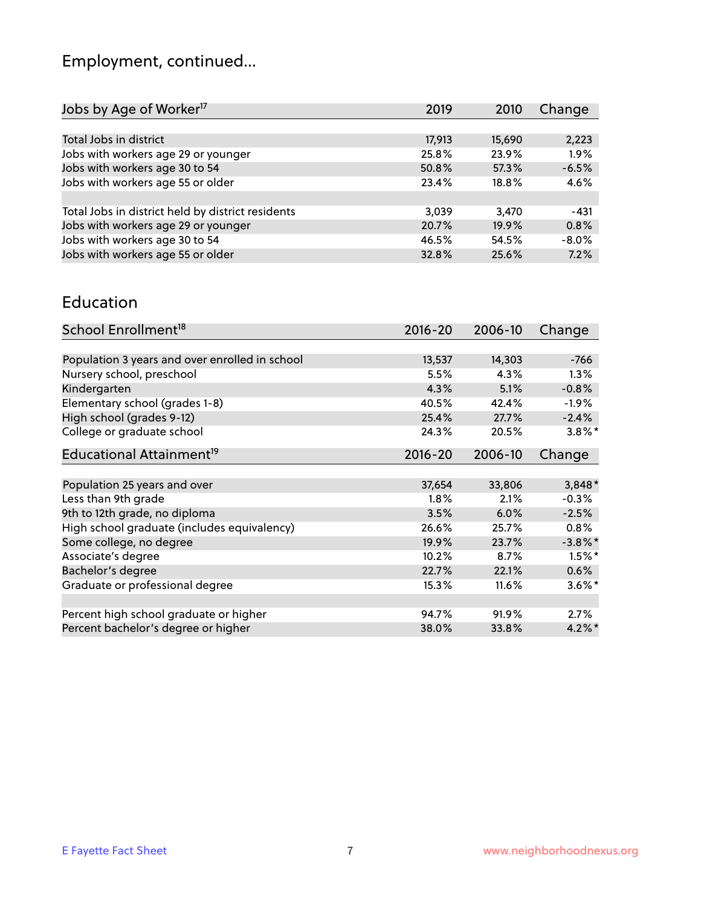## Employment, continued...

| Jobs by Age of Worker[17] | 2019 | 2010 | Change |
|---|---|---|---|
| Total Jobs in district | 17,913 | 15,690 | 2,223 |
| Jobs with workers age 29 or younger | 25.8% | 23.9% | 1.9% |
| Jobs with workers age 30 to 54 | 50.8% | 57.3% | -6.5% |
| Jobs with workers age 55 or older | 23.4% | 18.8% | 4.6% |
| | | | |
| Total Jobs in district held by district residents | 3,039 | 3,470 | -431 |
| Jobs with workers age 29 or younger | 20.7% | 19.9% | 0.8% |
| Jobs with workers age 30 to 54 | 46.5% | 54.5% | -8.0% |
| Jobs with workers age 55 or older | 32.8% | 25.6% | 7.2% |

## Education

| School Enrollment[18] | 2016-20 | 2006-10 | Change |
|---|---|---|---|
| Population 3 years and over enrolled in school | 13,537 | 14,303 | -766 |
| Nursery school, preschool | 5.5% | 4.3% | 1.3% |
| Kindergarten | 4.3% | 5.1% | -0.8% |
| Elementary school (grades 1-8) | 40.5% | 42.4% | -1.9% |
| High school (grades 9-12) | 25.4% | 27.7% | -2.4% |
| College or graduate school | 24.3% | 20.5% | 3.8%* |

| Educational Attainment[19] | 2016-20 | 2006-10 | Change |
|---|---|---|---|
| Population 25 years and over | 37,654 | 33,806 | 3,848* |
| Less than 9th grade | 1.8% | 2.1% | -0.3% |
| 9th to 12th grade, no diploma | 3.5% | 6.0% | -2.5% |
| High school graduate (includes equivalency) | 26.6% | 25.7% | 0.8% |
| Some college, no degree | 19.9% | 23.7% | -3.8%* |
| Associate's degree | 10.2% | 8.7% | 1.5%* |
| Bachelor's degree | 22.7% | 22.1% | 0.6% |
| Graduate or professional degree | 15.3% | 11.6% | 3.6%* |
| | | | |
| Percent high school graduate or higher | 94.7% | 91.9% | 2.7% |
| Percent bachelor's degree or higher | 38.0% | 33.8% | 4.2%* |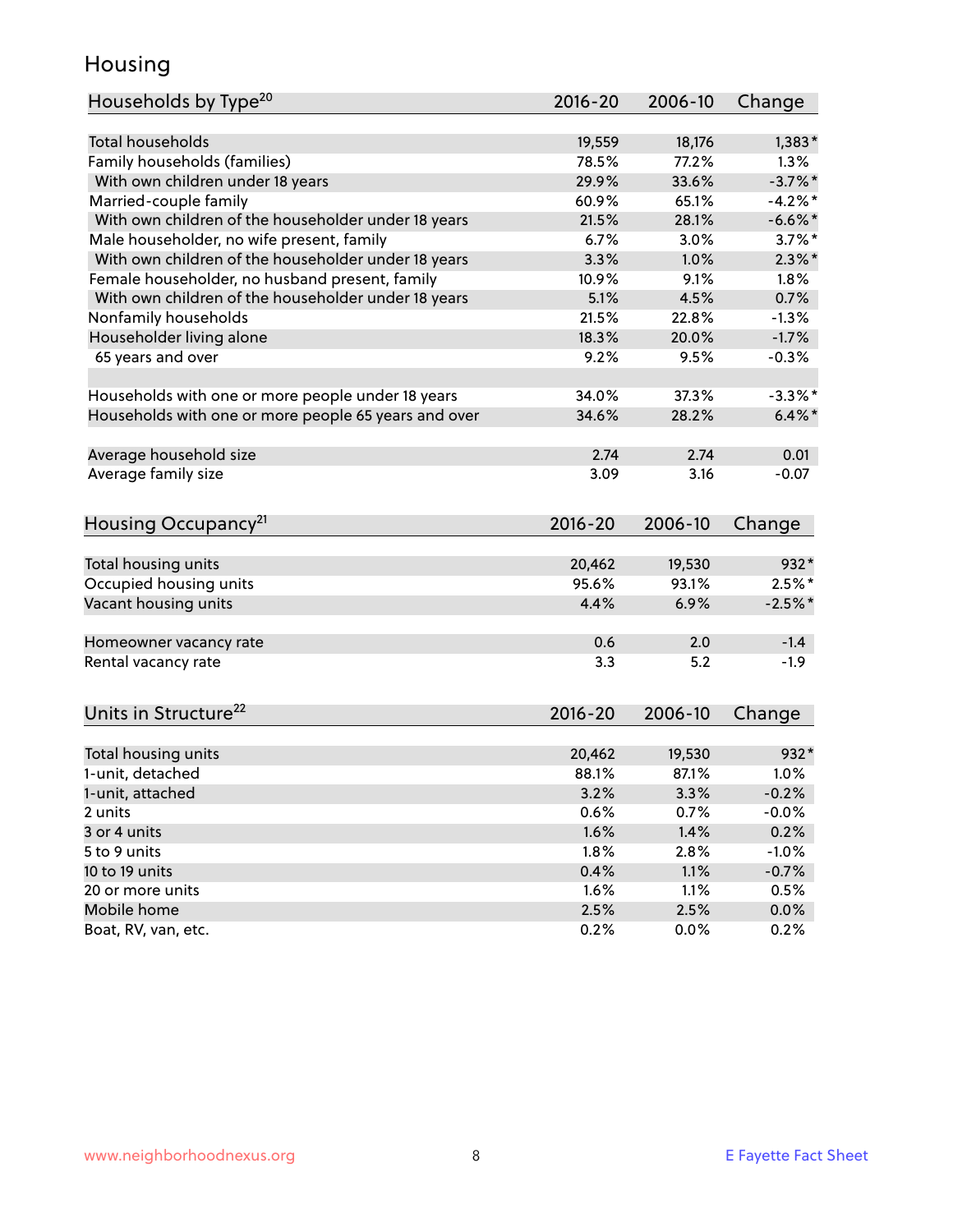# Housing

| Households by Type[20] | 2016-20 | 2006-10 | Change |
|---|---|---|---|
| Total households | 19,559 | 18,176 | 1,383* |
| Family households (families) | 78.5% | 77.2% | 1.3% |
| With own children under 18 years | 29.9% | 33.6% | -3.7%* |
| Married-couple family | 60.9% | 65.1% | -4.2%* |
| With own children of the householder under 18 years | 21.5% | 28.1% | -6.6%* |
| Male householder, no wife present, family | 6.7% | 3.0% | 3.7%* |
| With own children of the householder under 18 years | 3.3% | 1.0% | 2.3%* |
| Female householder, no husband present, family | 10.9% | 9.1% | 1.8% |
| With own children of the householder under 18 years | 5.1% | 4.5% | 0.7% |
| Nonfamily households | 21.5% | 22.8% | -1.3% |
| Householder living alone | 18.3% | 20.0% | -1.7% |
| 65 years and over | 9.2% | 9.5% | -0.3% |
| | | | |
| Households with one or more people under 18 years | 34.0% | 37.3% | -3.3%* |
| Households with one or more people 65 years and over | 34.6% | 28.2% | 6.4%* |
| | | | |
| Average household size | 2.74 | 2.74 | 0.01 |
| Average family size | 3.09 | 3.16 | -0.07 |

| Housing Occupancy[21] | 2016-20 | 2006-10 | Change |
|---|---|---|---|
| Total housing units | 20,462 | 19,530 | 932* |
| Occupied housing units | 95.6% | 93.1% | 2.5%* |
| Vacant housing units | 4.4% | 6.9% | -2.5%* |
| | | | |
| Homeowner vacancy rate | 0.6 | 2.0 | -1.4 |
| Rental vacancy rate | 3.3 | 5.2 | -1.9 |

| Units in Structure[22] | 2016-20 | 2006-10 | Change |
|---|---|---|---|
| Total housing units | 20,462 | 19,530 | 932* |
| 1-unit, detached | 88.1% | 87.1% | 1.0% |
| 1-unit, attached | 3.2% | 3.3% | -0.2% |
| 2 units | 0.6% | 0.7% | -0.0% |
| 3 or 4 units | 1.6% | 1.4% | 0.2% |
| 5 to 9 units | 1.8% | 2.8% | -1.0% |
| 10 to 19 units | 0.4% | 1.1% | -0.7% |
| 20 or more units | 1.6% | 1.1% | 0.5% |
| Mobile home | 2.5% | 2.5% | 0.0% |
| Boat, RV, van, etc. | 0.2% | 0.0% | 0.2% |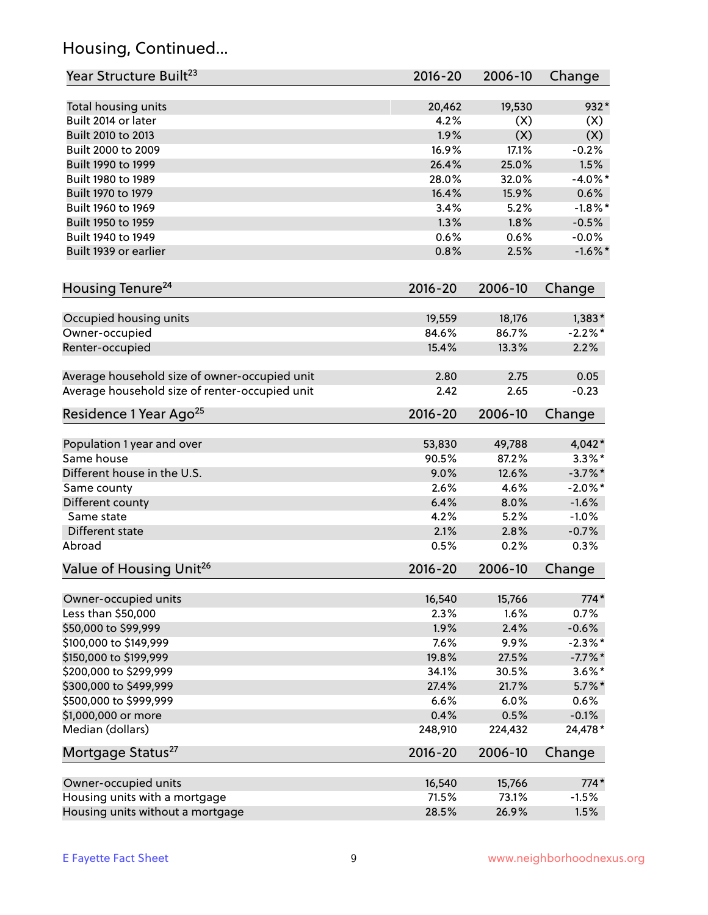## Housing, Continued...

| Year Structure Built[23] | 2016-20 | 2006-10 | Change |
|---|---|---|---|
| Total housing units | 20,462 | 19,530 | 932* |
| Built 2014 or later | 4.2% | (X) | (X) |
| Built 2010 to 2013 | 1.9% | (X) | (X) |
| Built 2000 to 2009 | 16.9% | 17.1% | -0.2% |
| Built 1990 to 1999 | 26.4% | 25.0% | 1.5% |
| Built 1980 to 1989 | 28.0% | 32.0% | -4.0%* |
| Built 1970 to 1979 | 16.4% | 15.9% | 0.6% |
| Built 1960 to 1969 | 3.4% | 5.2% | -1.8%* |
| Built 1950 to 1959 | 1.3% | 1.8% | -0.5% |
| Built 1940 to 1949 | 0.6% | 0.6% | -0.0% |
| Built 1939 or earlier | 0.8% | 2.5% | -1.6%* |

| Housing Tenure[24] | 2016-20 | 2006-10 | Change |
|---|---|---|---|
| Occupied housing units | 19,559 | 18,176 | 1,383* |
| Owner-occupied | 84.6% | 86.7% | -2.2%* |
| Renter-occupied | 15.4% | 13.3% | 2.2% |
| Average household size of owner-occupied unit | 2.80 | 2.75 | 0.05 |
| Average household size of renter-occupied unit | 2.42 | 2.65 | -0.23 |

| Residence 1 Year Ago[25] | 2016-20 | 2006-10 | Change |
|---|---|---|---|
| Population 1 year and over | 53,830 | 49,788 | 4,042* |
| Same house | 90.5% | 87.2% | 3.3%* |
| Different house in the U.S. | 9.0% | 12.6% | -3.7%* |
| Same county | 2.6% | 4.6% | -2.0%* |
| Different county | 6.4% | 8.0% | -1.6% |
| Same state | 4.2% | 5.2% | -1.0% |
| Different state | 2.1% | 2.8% | -0.7% |
| Abroad | 0.5% | 0.2% | 0.3% |

| Value of Housing Unit[26] | 2016-20 | 2006-10 | Change |
|---|---|---|---|
| Owner-occupied units | 16,540 | 15,766 | 774* |
| Less than $50,000 | 2.3% | 1.6% | 0.7% |
| $50,000 to $99,999 | 1.9% | 2.4% | -0.6% |
| $100,000 to $149,999 | 7.6% | 9.9% | -2.3%* |
| $150,000 to $199,999 | 19.8% | 27.5% | -7.7%* |
| $200,000 to $299,999 | 34.1% | 30.5% | 3.6%* |
| $300,000 to $499,999 | 27.4% | 21.7% | 5.7%* |
| $500,000 to $999,999 | 6.6% | 6.0% | 0.6% |
| $1,000,000 or more | 0.4% | 0.5% | -0.1% |
| Median (dollars) | 248,910 | 224,432 | 24,478* |

| Mortgage Status[27] | 2016-20 | 2006-10 | Change |
|---|---|---|---|
| Owner-occupied units | 16,540 | 15,766 | 774* |
| Housing units with a mortgage | 71.5% | 73.1% | -1.5% |
| Housing units without a mortgage | 28.5% | 26.9% | 1.5% |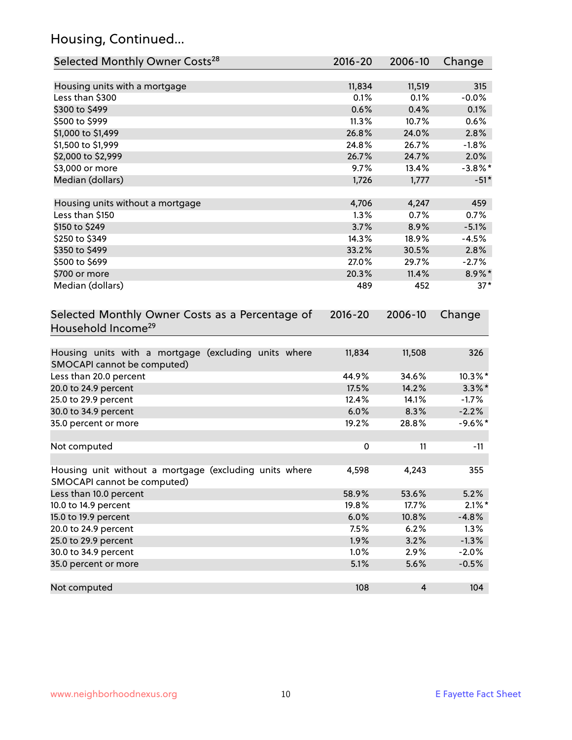## Housing, Continued...

| Selected Monthly Owner Costs[28] | 2016-20 | 2006-10 | Change |
|---|---|---|---|
| Housing units with a mortgage | 11,834 | 11,519 | 315 |
| Less than $300 | 0.1% | 0.1% | -0.0% |
| $300 to $499 | 0.6% | 0.4% | 0.1% |
| $500 to $999 | 11.3% | 10.7% | 0.6% |
| $1,000 to $1,499 | 26.8% | 24.0% | 2.8% |
| $1,500 to $1,999 | 24.8% | 26.7% | -1.8% |
| $2,000 to $2,999 | 26.7% | 24.7% | 2.0% |
| $3,000 or more | 9.7% | 13.4% | -3.8%* |
| Median (dollars) | 1,726 | 1,777 | -51* |
| | | | |
| Housing units without a mortgage | 4,706 | 4,247 | 459 |
| Less than $150 | 1.3% | 0.7% | 0.7% |
| $150 to $249 | 3.7% | 8.9% | -5.1% |
| $250 to $349 | 14.3% | 18.9% | -4.5% |
| $350 to $499 | 33.2% | 30.5% | 2.8% |
| $500 to $699 | 27.0% | 29.7% | -2.7% |
| $700 or more | 20.3% | 11.4% | 8.9%* |
| Median (dollars) | 489 | 452 | 37* |

| Selected Monthly Owner Costs as a Percentage of Household Income[29] | 2016-20 | 2006-10 | Change |
|---|---|---|---|
| Housing units with a mortgage (excluding units where SMOCAPI cannot be computed) | 11,834 | 11,508 | 326 |
| Less than 20.0 percent | 44.9% | 34.6% | 10.3%* |
| 20.0 to 24.9 percent | 17.5% | 14.2% | 3.3%* |
| 25.0 to 29.9 percent | 12.4% | 14.1% | -1.7% |
| 30.0 to 34.9 percent | 6.0% | 8.3% | -2.2% |
| 35.0 percent or more | 19.2% | 28.8% | -9.6%* |
| | | | |
| Not computed | 0 | 11 | -11 |
| | | | |
| Housing unit without a mortgage (excluding units where SMOCAPI cannot be computed) | 4,598 | 4,243 | 355 |
| Less than 10.0 percent | 58.9% | 53.6% | 5.2% |
| 10.0 to 14.9 percent | 19.8% | 17.7% | 2.1%* |
| 15.0 to 19.9 percent | 6.0% | 10.8% | -4.8% |
| 20.0 to 24.9 percent | 7.5% | 6.2% | 1.3% |
| 25.0 to 29.9 percent | 1.9% | 3.2% | -1.3% |
| 30.0 to 34.9 percent | 1.0% | 2.9% | -2.0% |
| 35.0 percent or more | 5.1% | 5.6% | -0.5% |
| | | | |
| Not computed | 108 | 4 | 104 |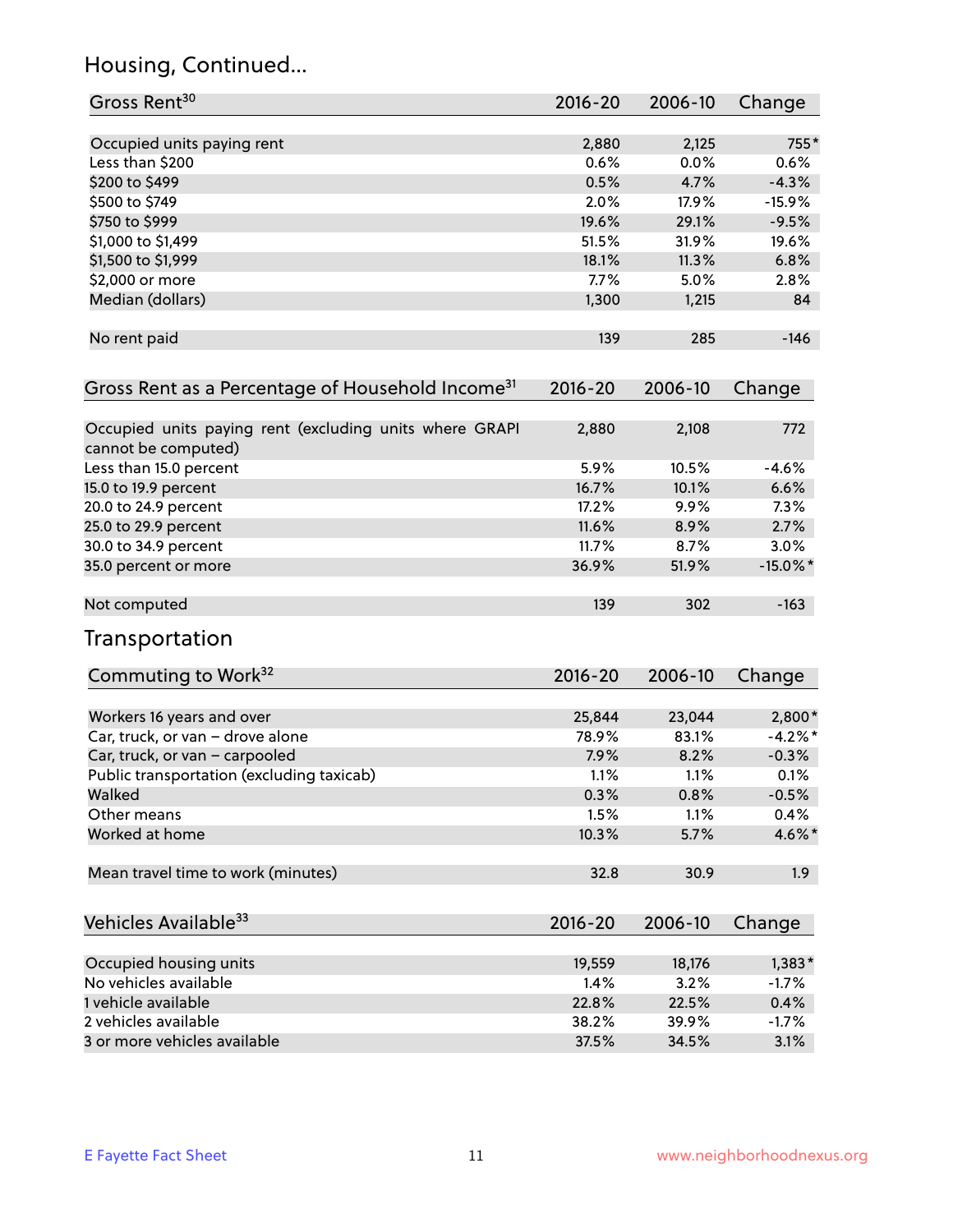## Housing, Continued...

| Gross Rent[30] | 2016-20 | 2006-10 | Change |
|---|---|---|---|
| Occupied units paying rent | 2,880 | 2,125 | 755* |
| Less than $200 | 0.6% | 0.0% | 0.6% |
| $200 to $499 | 0.5% | 4.7% | -4.3% |
| $500 to $749 | 2.0% | 17.9% | -15.9% |
| $750 to $999 | 19.6% | 29.1% | -9.5% |
| $1,000 to $1,499 | 51.5% | 31.9% | 19.6% |
| $1,500 to $1,999 | 18.1% | 11.3% | 6.8% |
| $2,000 or more | 7.7% | 5.0% | 2.8% |
| Median (dollars) | 1,300 | 1,215 | 84 |
| No rent paid | 139 | 285 | -146 |

| Gross Rent as a Percentage of Household Income[31] | 2016-20 | 2006-10 | Change |
|---|---|---|---|
| Occupied units paying rent (excluding units where GRAPI cannot be computed) | 2,880 | 2,108 | 772 |
| Less than 15.0 percent | 5.9% | 10.5% | -4.6% |
| 15.0 to 19.9 percent | 16.7% | 10.1% | 6.6% |
| 20.0 to 24.9 percent | 17.2% | 9.9% | 7.3% |
| 25.0 to 29.9 percent | 11.6% | 8.9% | 2.7% |
| 30.0 to 34.9 percent | 11.7% | 8.7% | 3.0% |
| 35.0 percent or more | 36.9% | 51.9% | -15.0%* |
| Not computed | 139 | 302 | -163 |

## Transportation

| Commuting to Work[32] | 2016-20 | 2006-10 | Change |
|---|---|---|---|
| Workers 16 years and over | 25,844 | 23,044 | 2,800* |
| Car, truck, or van – drove alone | 78.9% | 83.1% | -4.2%* |
| Car, truck, or van – carpooled | 7.9% | 8.2% | -0.3% |
| Public transportation (excluding taxicab) | 1.1% | 1.1% | 0.1% |
| Walked | 0.3% | 0.8% | -0.5% |
| Other means | 1.5% | 1.1% | 0.4% |
| Worked at home | 10.3% | 5.7% | 4.6%* |
| Mean travel time to work (minutes) | 32.8 | 30.9 | 1.9 |

| Vehicles Available[33] | 2016-20 | 2006-10 | Change |
|---|---|---|---|
| Occupied housing units | 19,559 | 18,176 | 1,383* |
| No vehicles available | 1.4% | 3.2% | -1.7% |
| 1 vehicle available | 22.8% | 22.5% | 0.4% |
| 2 vehicles available | 38.2% | 39.9% | -1.7% |
| 3 or more vehicles available | 37.5% | 34.5% | 3.1% |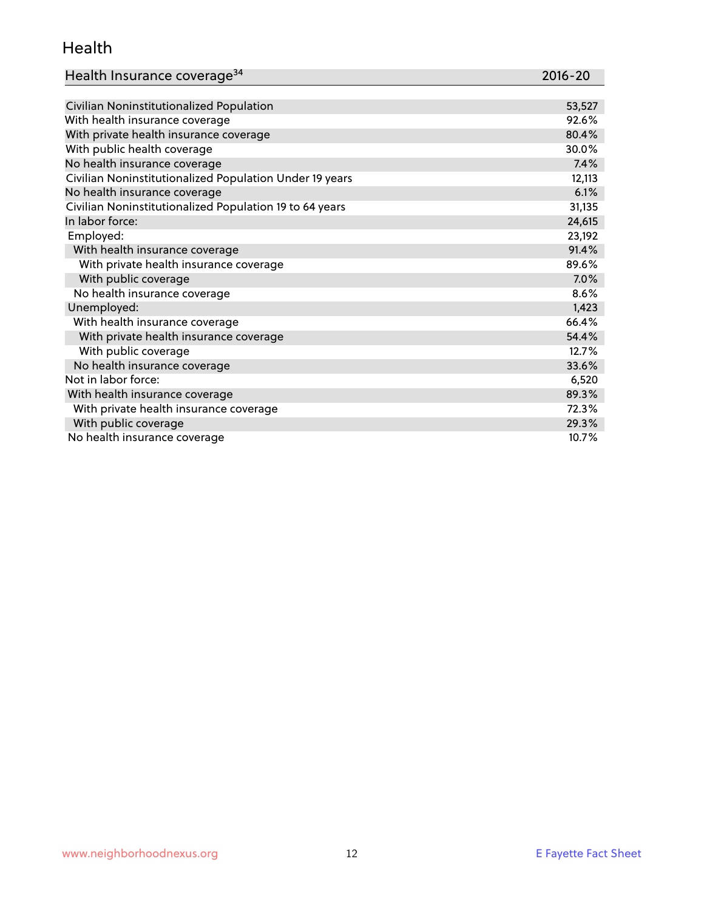## Health

| Health Insurance coverage[34] | 2016-20 |
|---|---|
| Civilian Noninstitutionalized Population | 53,527 |
| With health insurance coverage | 92.6% |
| With private health insurance coverage | 80.4% |
| With public health coverage | 30.0% |
| No health insurance coverage | 7.4% |
| Civilian Noninstitutionalized Population Under 19 years | 12,113 |
| No health insurance coverage | 6.1% |
| Civilian Noninstitutionalized Population 19 to 64 years | 31,135 |
| In labor force: | 24,615 |
| Employed: | 23,192 |
| With health insurance coverage | 91.4% |
| With private health insurance coverage | 89.6% |
| With public coverage | 7.0% |
| No health insurance coverage | 8.6% |
| Unemployed: | 1,423 |
| With health insurance coverage | 66.4% |
| With private health insurance coverage | 54.4% |
| With public coverage | 12.7% |
| No health insurance coverage | 33.6% |
| Not in labor force: | 6,520 |
| With health insurance coverage | 89.3% |
| With private health insurance coverage | 72.3% |
| With public coverage | 29.3% |
| No health insurance coverage | 10.7% |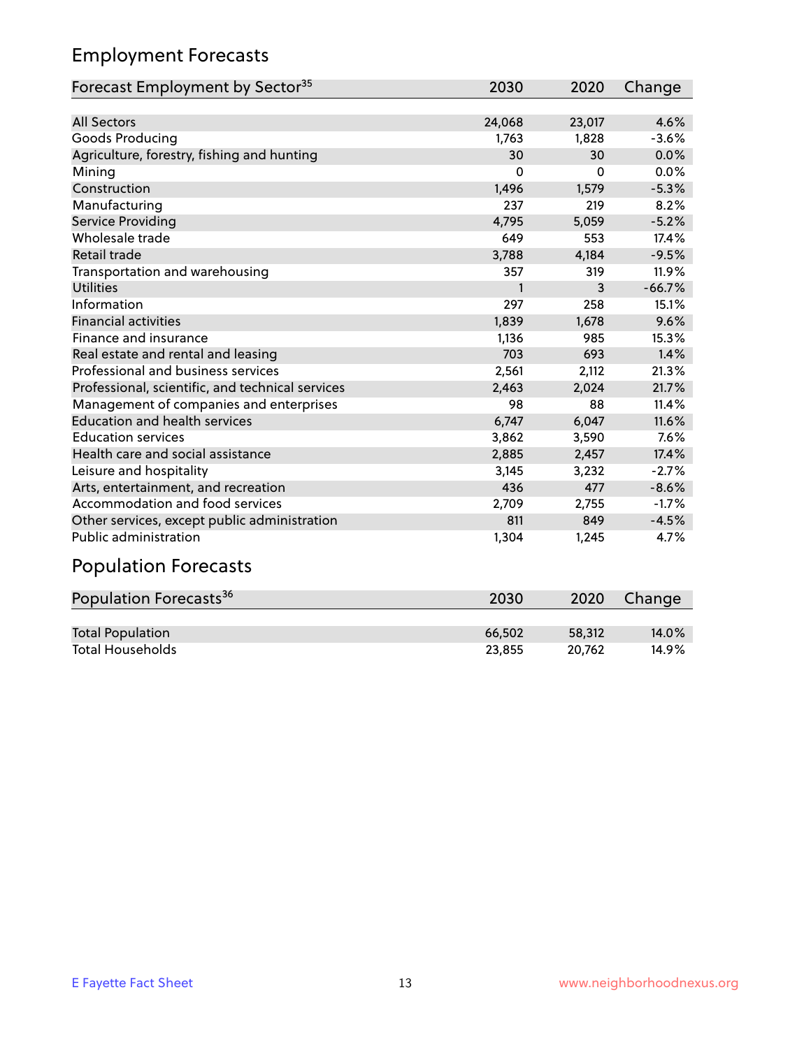## Employment Forecasts

| Forecast Employment by Sector[35] | 2030 | 2020 | Change |
|---|---|---|---|
| All Sectors | 24,068 | 23,017 | 4.6% |
| Goods Producing | 1,763 | 1,828 | -3.6% |
| Agriculture, forestry, fishing and hunting | 30 | 30 | 0.0% |
| Mining | 0 | 0 | 0.0% |
| Construction | 1,496 | 1,579 | -5.3% |
| Manufacturing | 237 | 219 | 8.2% |
| Service Providing | 4,795 | 5,059 | -5.2% |
| Wholesale trade | 649 | 553 | 17.4% |
| Retail trade | 3,788 | 4,184 | -9.5% |
| Transportation and warehousing | 357 | 319 | 11.9% |
| Utilities | 1 | 3 | -66.7% |
| Information | 297 | 258 | 15.1% |
| Financial activities | 1,839 | 1,678 | 9.6% |
| Finance and insurance | 1,136 | 985 | 15.3% |
| Real estate and rental and leasing | 703 | 693 | 1.4% |
| Professional and business services | 2,561 | 2,112 | 21.3% |
| Professional, scientific, and technical services | 2,463 | 2,024 | 21.7% |
| Management of companies and enterprises | 98 | 88 | 11.4% |
| Education and health services | 6,747 | 6,047 | 11.6% |
| Education services | 3,862 | 3,590 | 7.6% |
| Health care and social assistance | 2,885 | 2,457 | 17.4% |
| Leisure and hospitality | 3,145 | 3,232 | -2.7% |
| Arts, entertainment, and recreation | 436 | 477 | -8.6% |
| Accommodation and food services | 2,709 | 2,755 | -1.7% |
| Other services, except public administration | 811 | 849 | -4.5% |
| Public administration | 1,304 | 1,245 | 4.7% |

## Population Forecasts

| Population Forecasts[36] | 2030 | 2020 | Change |
|---|---|---|---|
| Total Population | 66,502 | 58,312 | 14.0% |
| Total Households | 23,855 | 20,762 | 14.9% |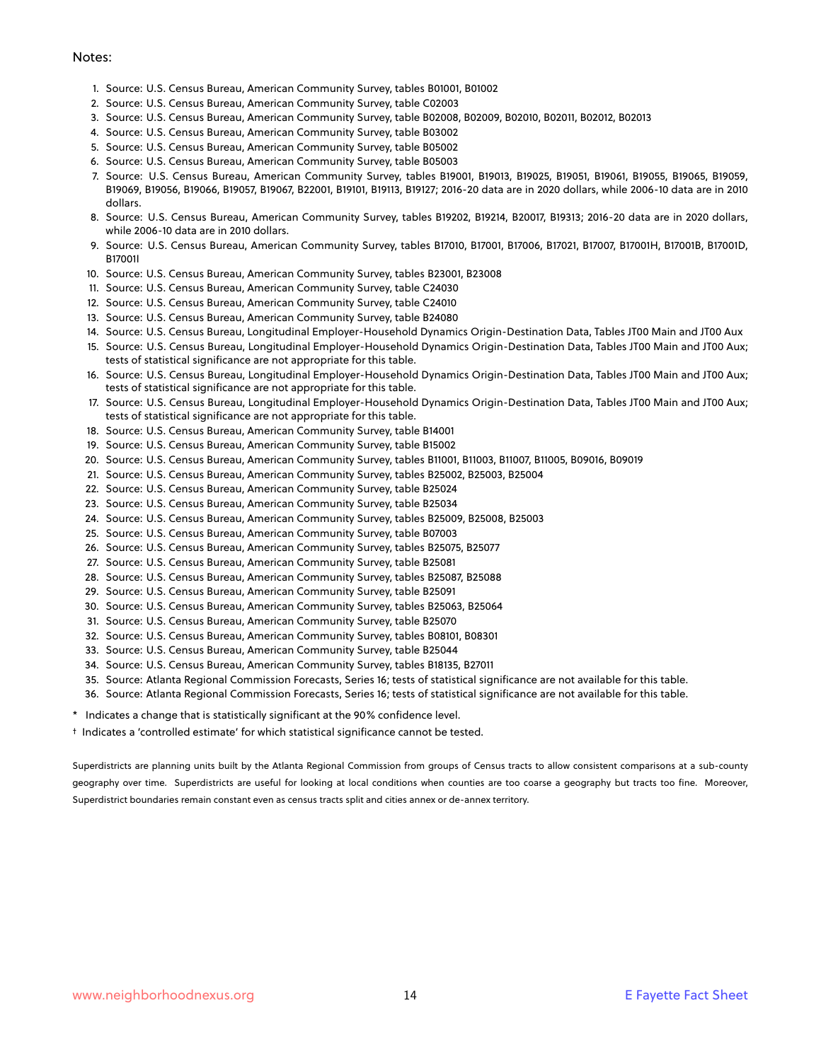Notes:

1. Source: U.S. Census Bureau, American Community Survey, tables B01001, B01002
2. Source: U.S. Census Bureau, American Community Survey, table C02003
3. Source: U.S. Census Bureau, American Community Survey, table B02008, B02009, B02010, B02011, B02012, B02013
4. Source: U.S. Census Bureau, American Community Survey, table B03002
5. Source: U.S. Census Bureau, American Community Survey, table B05002
6. Source: U.S. Census Bureau, American Community Survey, table B05003
7. Source: U.S. Census Bureau, American Community Survey, tables B19001, B19013, B19025, B19051, B19061, B19055, B19065, B19059, B19069, B19056, B19066, B19057, B19067, B22001, B19101, B19113, B19127; 2016-20 data are in 2020 dollars, while 2006-10 data are in 2010 dollars.
8. Source: U.S. Census Bureau, American Community Survey, tables B19202, B19214, B20017, B19313; 2016-20 data are in 2020 dollars, while 2006-10 data are in 2010 dollars.
9. Source: U.S. Census Bureau, American Community Survey, tables B17010, B17001, B17006, B17021, B17007, B17001H, B17001B, B17001D, B17001I
10. Source: U.S. Census Bureau, American Community Survey, tables B23001, B23008
11. Source: U.S. Census Bureau, American Community Survey, table C24030
12. Source: U.S. Census Bureau, American Community Survey, table C24010
13. Source: U.S. Census Bureau, American Community Survey, table B24080
14. Source: U.S. Census Bureau, Longitudinal Employer-Household Dynamics Origin-Destination Data, Tables JT00 Main and JT00 Aux
15. Source: U.S. Census Bureau, Longitudinal Employer-Household Dynamics Origin-Destination Data, Tables JT00 Main and JT00 Aux; tests of statistical significance are not appropriate for this table.
16. Source: U.S. Census Bureau, Longitudinal Employer-Household Dynamics Origin-Destination Data, Tables JT00 Main and JT00 Aux; tests of statistical significance are not appropriate for this table.
17. Source: U.S. Census Bureau, Longitudinal Employer-Household Dynamics Origin-Destination Data, Tables JT00 Main and JT00 Aux; tests of statistical significance are not appropriate for this table.
18. Source: U.S. Census Bureau, American Community Survey, table B14001
19. Source: U.S. Census Bureau, American Community Survey, table B15002
20. Source: U.S. Census Bureau, American Community Survey, tables B11001, B11003, B11007, B11005, B09016, B09019
21. Source: U.S. Census Bureau, American Community Survey, tables B25002, B25003, B25004
22. Source: U.S. Census Bureau, American Community Survey, table B25024
23. Source: U.S. Census Bureau, American Community Survey, table B25034
24. Source: U.S. Census Bureau, American Community Survey, tables B25009, B25008, B25003
25. Source: U.S. Census Bureau, American Community Survey, table B07003
26. Source: U.S. Census Bureau, American Community Survey, tables B25075, B25077
27. Source: U.S. Census Bureau, American Community Survey, table B25081
28. Source: U.S. Census Bureau, American Community Survey, tables B25087, B25088
29. Source: U.S. Census Bureau, American Community Survey, table B25091
30. Source: U.S. Census Bureau, American Community Survey, tables B25063, B25064
31. Source: U.S. Census Bureau, American Community Survey, table B25070
32. Source: U.S. Census Bureau, American Community Survey, tables B08101, B08301
33. Source: U.S. Census Bureau, American Community Survey, table B25044
34. Source: U.S. Census Bureau, American Community Survey, tables B18135, B27011
35. Source: Atlanta Regional Commission Forecasts, Series 16; tests of statistical significance are not available for this table.
36. Source: Atlanta Regional Commission Forecasts, Series 16; tests of statistical significance are not available for this table.

\* Indicates a change that is statistically significant at the 90% confidence level.

† Indicates a 'controlled estimate' for which statistical significance cannot be tested.

Superdistricts are planning units built by the Atlanta Regional Commission from groups of Census tracts to allow consistent comparisons at a sub-county geography over time. Superdistricts are useful for looking at local conditions when counties are too coarse a geography but tracts too fine. Moreover, Superdistrict boundaries remain constant even as census tracts split and cities annex or de-annex territory.